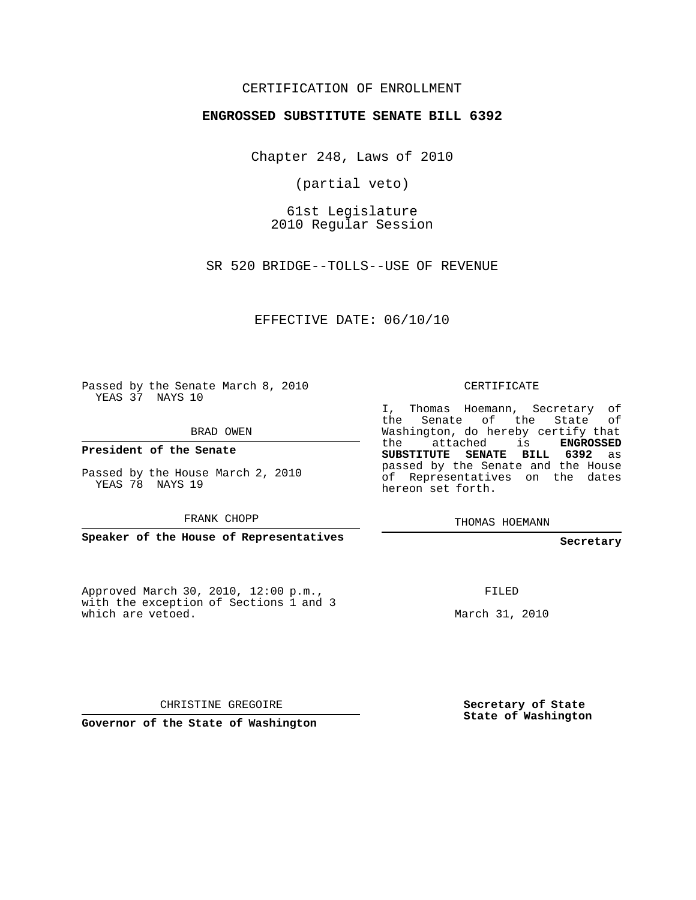CERTIFICATION OF ENROLLMENT

**ENGROSSED SUBSTITUTE SENATE BILL 6392**

Chapter 248, Laws of 2010

(partial veto)

61st Legislature
2010 Regular Session

SR 520 BRIDGE--TOLLS--USE OF REVENUE

EFFECTIVE DATE: 06/10/10

Passed by the Senate March 8, 2010
YEAS 37 NAYS 10

BRAD OWEN

**President of the Senate**

Passed by the House March 2, 2010
YEAS 78 NAYS 19

FRANK CHOPP

**Speaker of the House of Representatives**

CERTIFICATE

I, Thomas Hoemann, Secretary of the Senate of the State of Washington, do hereby certify that the attached is **ENGROSSED SUBSTITUTE SENATE BILL 6392** as passed by the Senate and the House of Representatives on the dates hereon set forth.

THOMAS HOEMANN

**Secretary**

Approved March 30, 2010, 12:00 p.m., with the exception of Sections 1 and 3 which are vetoed.

FILED

March 31, 2010

CHRISTINE GREGOIRE

**Governor of the State of Washington**

**Secretary of State**
**State of Washington**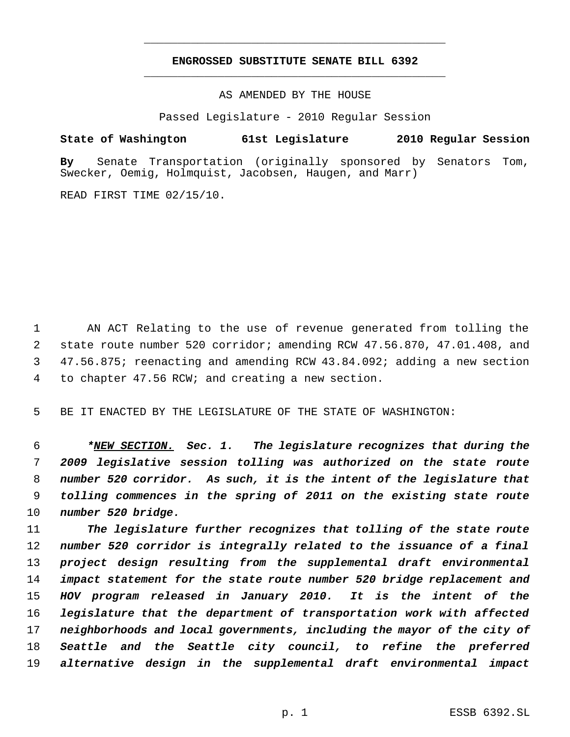# ENGROSSED SUBSTITUTE SENATE BILL 6392

AS AMENDED BY THE HOUSE

Passed Legislature - 2010 Regular Session

**State of Washington 61st Legislature 2010 Regular Session**

**By** Senate Transportation (originally sponsored by Senators Tom, Swecker, Oemig, Holmquist, Jacobsen, Haugen, and Marr)

READ FIRST TIME 02/15/10.

1 AN ACT Relating to the use of revenue generated from tolling the
2 state route number 520 corridor; amending RCW 47.56.870, 47.01.408, and
3 47.56.875; reenacting and amending RCW 43.84.092; adding a new section
4 to chapter 47.56 RCW; and creating a new section.

5 BE IT ENACTED BY THE LEGISLATURE OF THE STATE OF WASHINGTON:

6 ***<u>NEW SECTION.</u> Sec. 1. The legislature recognizes that during the**
7 ***2009 legislative session tolling was authorized on the state route***
8 ***number 520 corridor. As such, it is the intent of the legislature that***
9 ***tolling commences in the spring of 2011 on the existing state route***
10 ***number 520 bridge.***

11 ***The legislature further recognizes that tolling of the state route***
12 ***number 520 corridor is integrally related to the issuance of a final***
13 ***project design resulting from the supplemental draft environmental***
14 ***impact statement for the state route number 520 bridge replacement and***
15 ***HOV program released in January 2010. It is the intent of the***
16 ***legislature that the department of transportation work with affected***
17 ***neighborhoods and local governments, including the mayor of the city of***
18 ***Seattle and the Seattle city council, to refine the preferred***
19 ***alternative design in the supplemental draft environmental impact***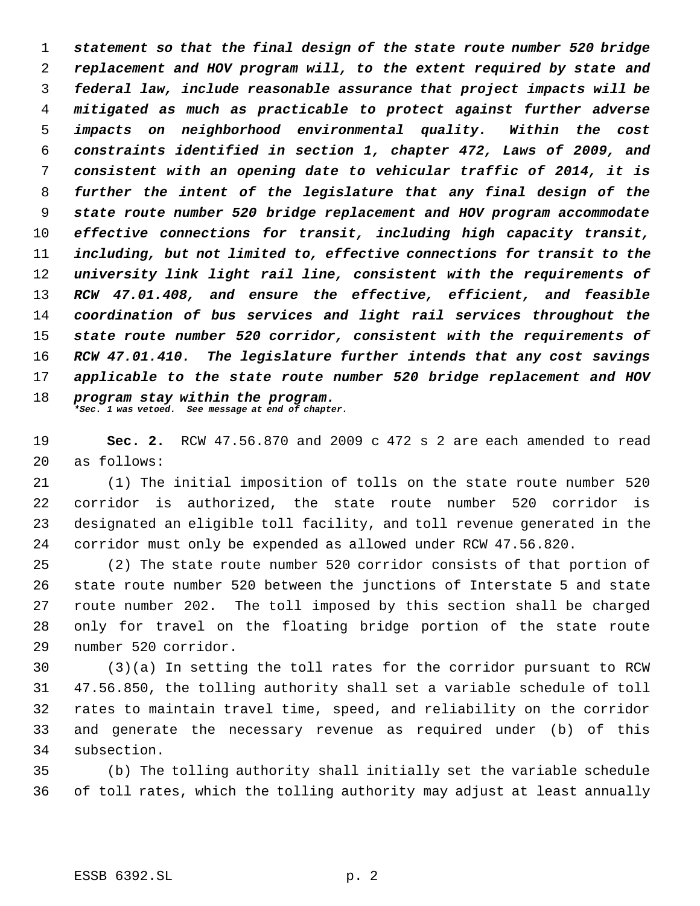*statement so that the final design of the state route number 520 bridge replacement and HOV program will, to the extent required by state and federal law, include reasonable assurance that project impacts will be mitigated as much as practicable to protect against further adverse impacts on neighborhood environmental quality. Within the cost constraints identified in section 1, chapter 472, Laws of 2009, and consistent with an opening date to vehicular traffic of 2014, it is further the intent of the legislature that any final design of the state route number 520 bridge replacement and HOV program accommodate effective connections for transit, including high capacity transit, including, but not limited to, effective connections for transit to the university link light rail line, consistent with the requirements of RCW 47.01.408, and ensure the effective, efficient, and feasible coordination of bus services and light rail services throughout the state route number 520 corridor, consistent with the requirements of RCW 47.01.410. The legislature further intends that any cost savings applicable to the state route number 520 bridge replacement and HOV program stay within the program.*

**\*Sec. 1 was vetoed. See message at end of chapter.**

**Sec. 2.** RCW 47.56.870 and 2009 c 472 s 2 are each amended to read as follows:

(1) The initial imposition of tolls on the state route number 520 corridor is authorized, the state route number 520 corridor is designated an eligible toll facility, and toll revenue generated in the corridor must only be expended as allowed under RCW 47.56.820.

(2) The state route number 520 corridor consists of that portion of state route number 520 between the junctions of Interstate 5 and state route number 202. The toll imposed by this section shall be charged only for travel on the floating bridge portion of the state route number 520 corridor.

(3)(a) In setting the toll rates for the corridor pursuant to RCW 47.56.850, the tolling authority shall set a variable schedule of toll rates to maintain travel time, speed, and reliability on the corridor and generate the necessary revenue as required under (b) of this subsection.

(b) The tolling authority shall initially set the variable schedule of toll rates, which the tolling authority may adjust at least annually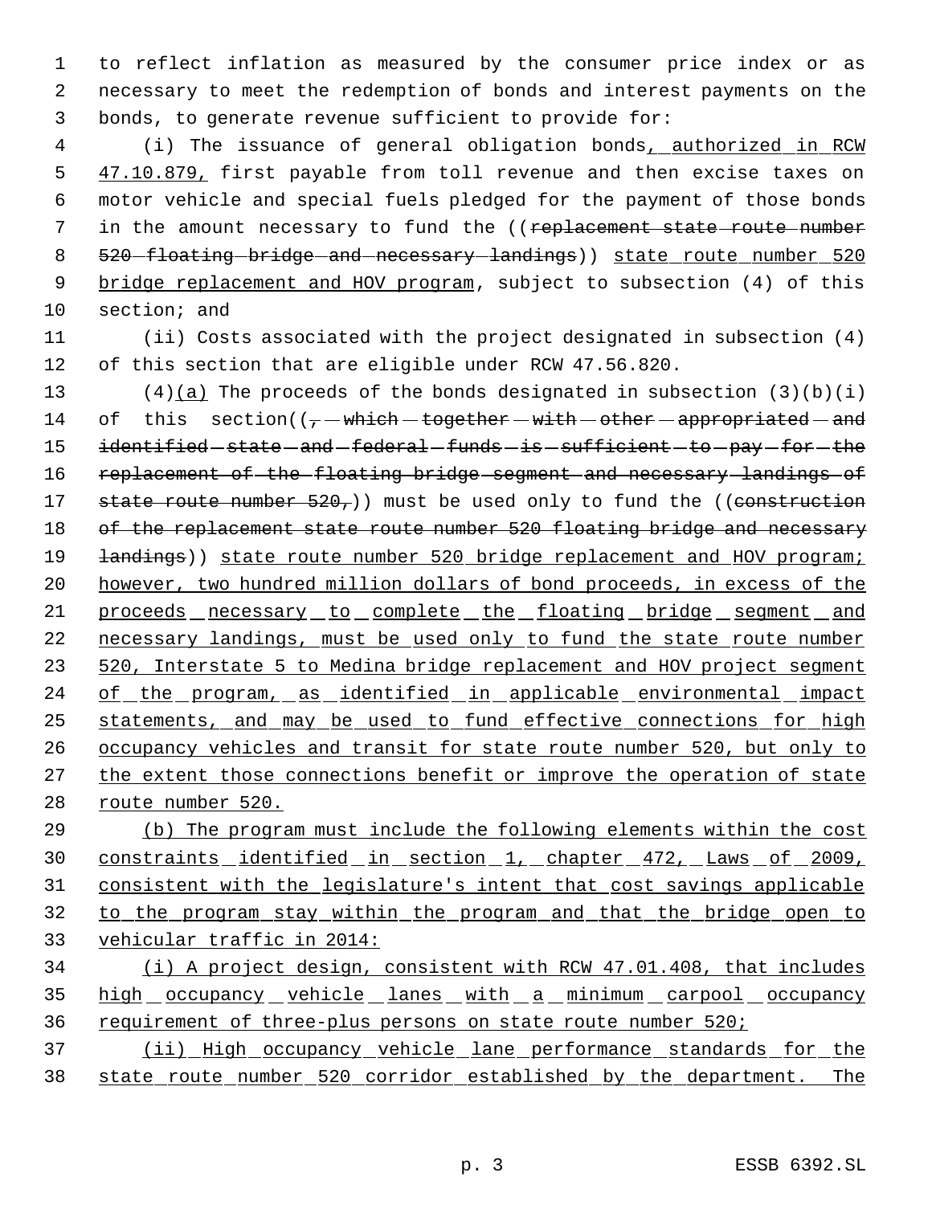to reflect inflation as measured by the consumer price index or as necessary to meet the redemption of bonds and interest payments on the bonds, to generate revenue sufficient to provide for:

(i) The issuance of general obligation bonds, authorized in RCW 47.10.879, first payable from toll revenue and then excise taxes on motor vehicle and special fuels pledged for the payment of those bonds in the amount necessary to fund the ((~~replacement state route number 520 floating bridge and necessary landings~~)) state route number 520 bridge replacement and HOV program, subject to subsection (4) of this section; and

(ii) Costs associated with the project designated in subsection (4) of this section that are eligible under RCW 47.56.820.

(4)(a) The proceeds of the bonds designated in subsection (3)(b)(i) of this section((~~, which together with other appropriated and identified state and federal funds is sufficient to pay for the replacement of the floating bridge segment and necessary landings of state route number 520,~~)) must be used only to fund the ((~~construction of the replacement state route number 520 floating bridge and necessary landings~~)) state route number 520 bridge replacement and HOV program; however, two hundred million dollars of bond proceeds, in excess of the proceeds necessary to complete the floating bridge segment and necessary landings, must be used only to fund the state route number 520, Interstate 5 to Medina bridge replacement and HOV project segment of the program, as identified in applicable environmental impact statements, and may be used to fund effective connections for high occupancy vehicles and transit for state route number 520, but only to the extent those connections benefit or improve the operation of state route number 520.

(b) The program must include the following elements within the cost constraints identified in section 1, chapter 472, Laws of 2009, consistent with the legislature's intent that cost savings applicable to the program stay within the program and that the bridge open to vehicular traffic in 2014:

(i) A project design, consistent with RCW 47.01.408, that includes high occupancy vehicle lanes with a minimum carpool occupancy requirement of three-plus persons on state route number 520;

(ii) High occupancy vehicle lane performance standards for the state route number 520 corridor established by the department. The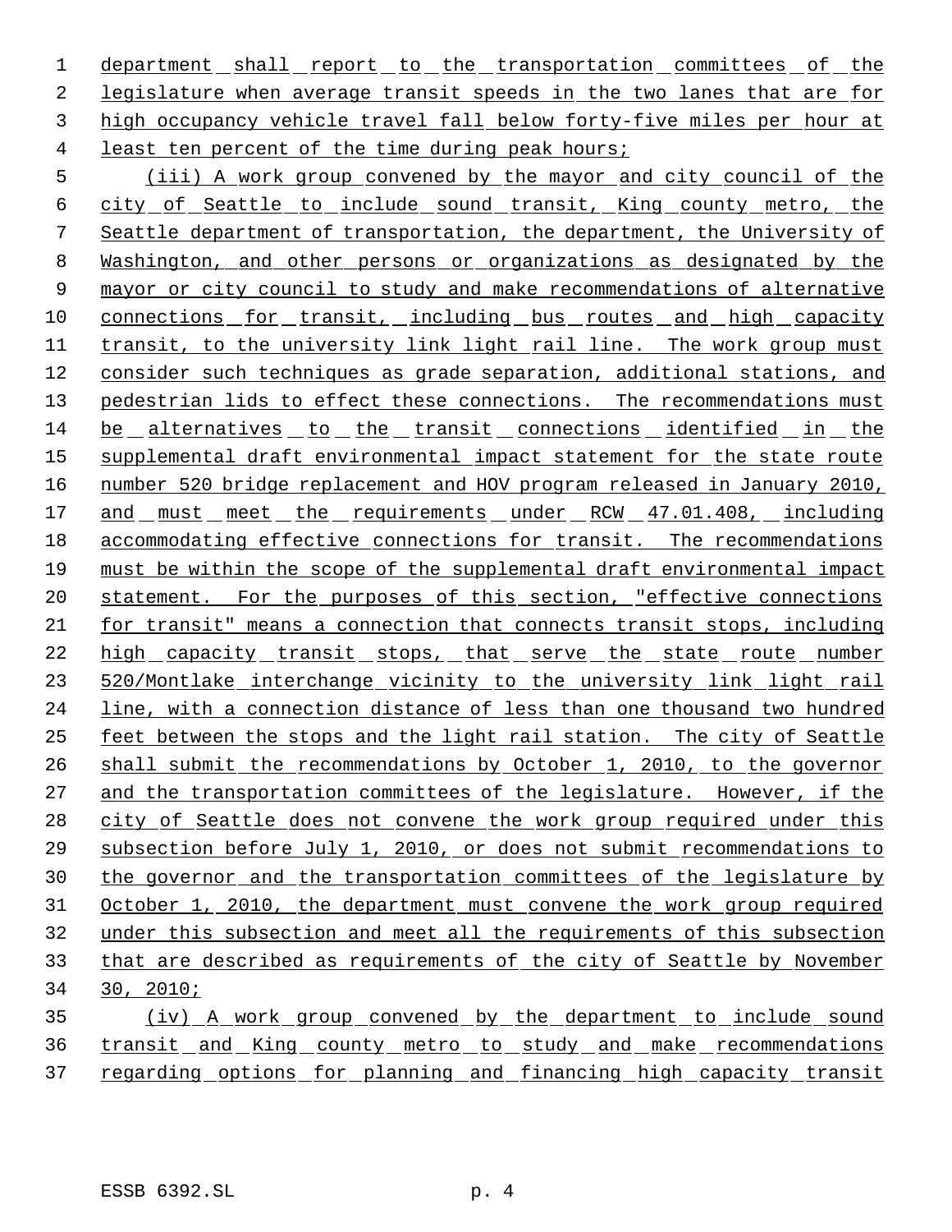department shall report to the transportation committees of the legislature when average transit speeds in the two lanes that are for high occupancy vehicle travel fall below forty-five miles per hour at least ten percent of the time during peak hours;

(iii) A work group convened by the mayor and city council of the city of Seattle to include sound transit, King county metro, the Seattle department of transportation, the department, the University of Washington, and other persons or organizations as designated by the mayor or city council to study and make recommendations of alternative connections for transit, including bus routes and high capacity transit, to the university link light rail line. The work group must consider such techniques as grade separation, additional stations, and pedestrian lids to effect these connections. The recommendations must be alternatives to the transit connections identified in the supplemental draft environmental impact statement for the state route number 520 bridge replacement and HOV program released in January 2010, and must meet the requirements under RCW 47.01.408, including accommodating effective connections for transit. The recommendations must be within the scope of the supplemental draft environmental impact statement. For the purposes of this section, "effective connections for transit" means a connection that connects transit stops, including high capacity transit stops, that serve the state route number 520/Montlake interchange vicinity to the university link light rail line, with a connection distance of less than one thousand two hundred feet between the stops and the light rail station. The city of Seattle shall submit the recommendations by October 1, 2010, to the governor and the transportation committees of the legislature. However, if the city of Seattle does not convene the work group required under this subsection before July 1, 2010, or does not submit recommendations to the governor and the transportation committees of the legislature by October 1, 2010, the department must convene the work group required under this subsection and meet all the requirements of this subsection that are described as requirements of the city of Seattle by November 30, 2010;

(iv) A work group convened by the department to include sound transit and King county metro to study and make recommendations regarding options for planning and financing high capacity transit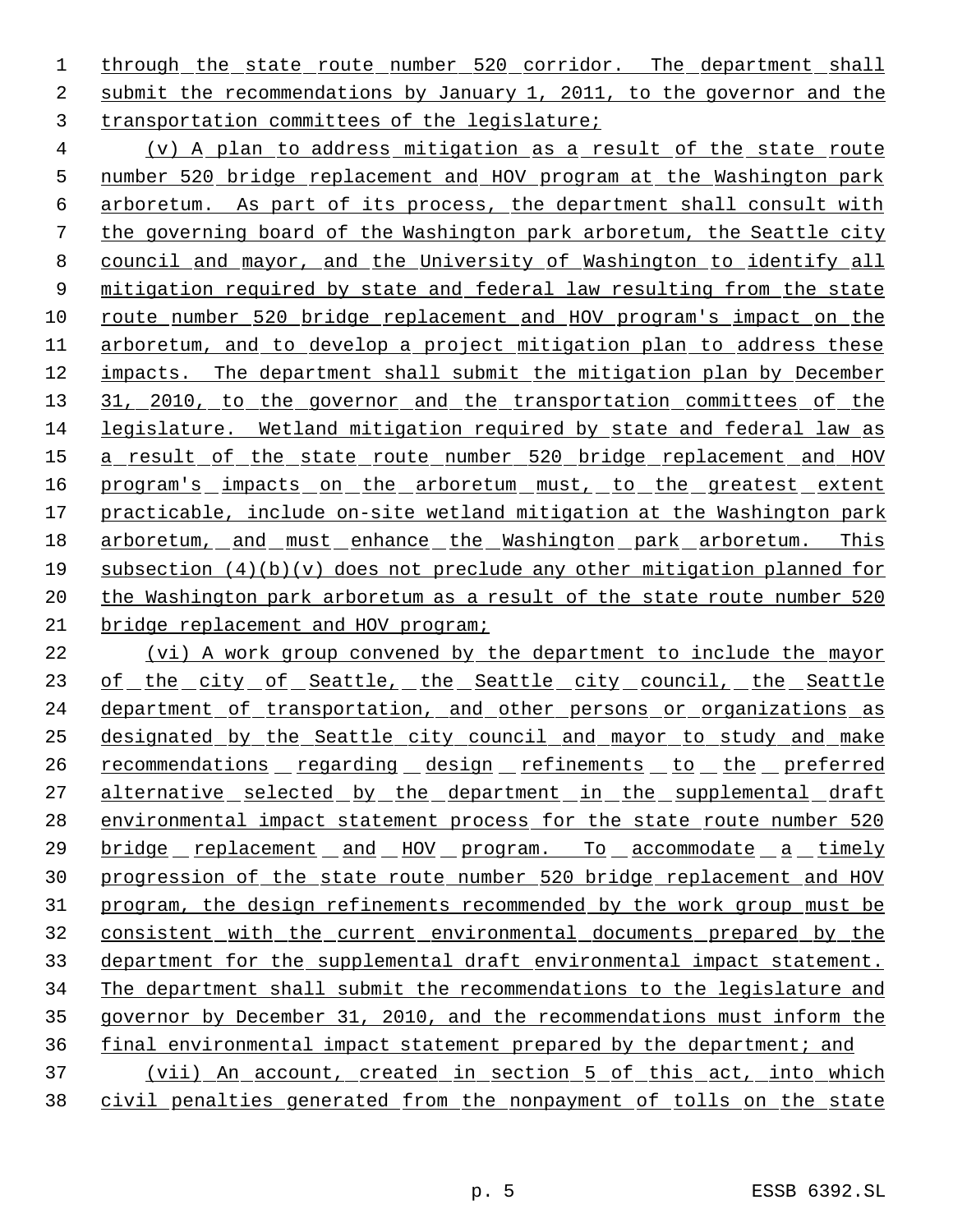through the state route number 520 corridor. The department shall submit the recommendations by January 1, 2011, to the governor and the transportation committees of the legislature;

(v) A plan to address mitigation as a result of the state route number 520 bridge replacement and HOV program at the Washington park arboretum. As part of its process, the department shall consult with the governing board of the Washington park arboretum, the Seattle city council and mayor, and the University of Washington to identify all mitigation required by state and federal law resulting from the state route number 520 bridge replacement and HOV program's impact on the arboretum, and to develop a project mitigation plan to address these impacts. The department shall submit the mitigation plan by December 31, 2010, to the governor and the transportation committees of the legislature. Wetland mitigation required by state and federal law as a result of the state route number 520 bridge replacement and HOV program's impacts on the arboretum must, to the greatest extent practicable, include on-site wetland mitigation at the Washington park arboretum, and must enhance the Washington park arboretum. This subsection (4)(b)(v) does not preclude any other mitigation planned for the Washington park arboretum as a result of the state route number 520 bridge replacement and HOV program;

(vi) A work group convened by the department to include the mayor of the city of Seattle, the Seattle city council, the Seattle department of transportation, and other persons or organizations as designated by the Seattle city council and mayor to study and make recommendations regarding design refinements to the preferred alternative selected by the department in the supplemental draft environmental impact statement process for the state route number 520 bridge replacement and HOV program. To accommodate a timely progression of the state route number 520 bridge replacement and HOV program, the design refinements recommended by the work group must be consistent with the current environmental documents prepared by the department for the supplemental draft environmental impact statement. The department shall submit the recommendations to the legislature and governor by December 31, 2010, and the recommendations must inform the final environmental impact statement prepared by the department; and

(vii) An account, created in section 5 of this act, into which civil penalties generated from the nonpayment of tolls on the state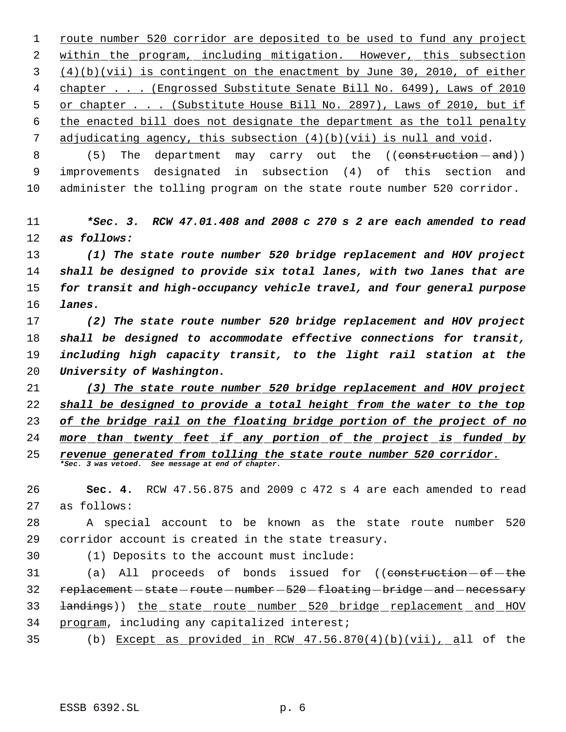route number 520 corridor are deposited to be used to fund any project within the program, including mitigation. However, this subsection (4)(b)(vii) is contingent on the enactment by June 30, 2010, of either chapter . . . (Engrossed Substitute Senate Bill No. 6499), Laws of 2010 or chapter . . . (Substitute House Bill No. 2897), Laws of 2010, but if the enacted bill does not designate the department as the toll penalty adjudicating agency, this subsection (4)(b)(vii) is null and void.

(5) The department may carry out the ((~~construction and~~)) improvements designated in subsection (4) of this section and administer the tolling program on the state route number 520 corridor.

***Sec. 3. RCW 47.01.408 and 2008 c 270 s 2 are each amended to read as follows:***

***(1) The state route number 520 bridge replacement and HOV project shall be designed to provide six total lanes, with two lanes that are for transit and high-occupancy vehicle travel, and four general purpose lanes.***

***(2) The state route number 520 bridge replacement and HOV project shall be designed to accommodate effective connections for transit, including high capacity transit, to the light rail station at the University of Washington.***

***(3) The state route number 520 bridge replacement and HOV project shall be designed to provide a total height from the water to the top of the bridge rail on the floating bridge portion of the project of no more than twenty feet if any portion of the project is funded by revenue generated from tolling the state route number 520 corridor.***

****Sec. 3 was vetoed. See message at end of chapter.***

**Sec. 4.** RCW 47.56.875 and 2009 c 472 s 4 are each amended to read as follows:

A special account to be known as the state route number 520 corridor account is created in the state treasury.

(1) Deposits to the account must include:

(a) All proceeds of bonds issued for ((~~construction of the replacement state route number 520 floating bridge and necessary landings~~)) the state route number 520 bridge replacement and HOV program, including any capitalized interest;

(b) Except as provided in RCW 47.56.870(4)(b)(vii), all of the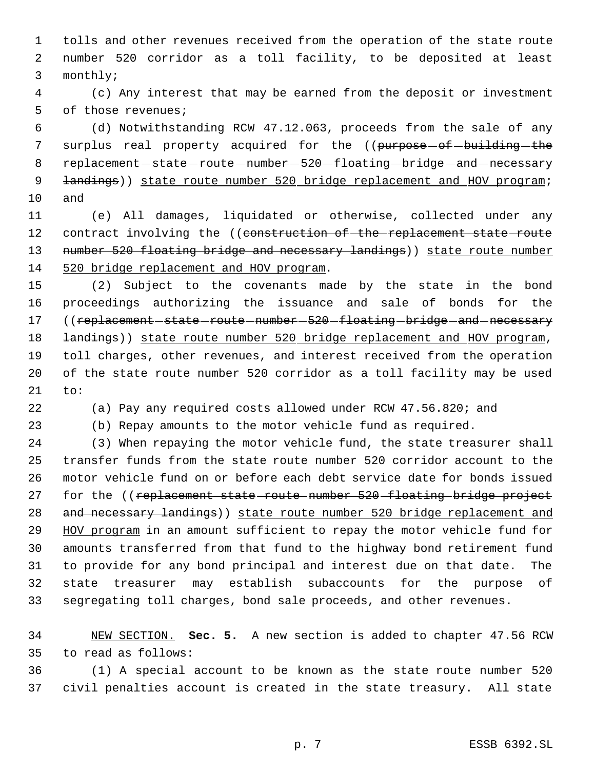tolls and other revenues received from the operation of the state route number 520 corridor as a toll facility, to be deposited at least monthly;

(c) Any interest that may be earned from the deposit or investment of those revenues;

(d) Notwithstanding RCW 47.12.063, proceeds from the sale of any surplus real property acquired for the ((~~purpose of building the replacement state route number 520 floating bridge and necessary landings~~)) state route number 520 bridge replacement and HOV program; and

(e) All damages, liquidated or otherwise, collected under any contract involving the ((~~construction of the replacement state route number 520 floating bridge and necessary landings~~)) state route number 520 bridge replacement and HOV program.

(2) Subject to the covenants made by the state in the bond proceedings authorizing the issuance and sale of bonds for the ((~~replacement state route number 520 floating bridge and necessary landings~~)) state route number 520 bridge replacement and HOV program, toll charges, other revenues, and interest received from the operation of the state route number 520 corridor as a toll facility may be used to:

(a) Pay any required costs allowed under RCW 47.56.820; and

(b) Repay amounts to the motor vehicle fund as required.

(3) When repaying the motor vehicle fund, the state treasurer shall transfer funds from the state route number 520 corridor account to the motor vehicle fund on or before each debt service date for bonds issued for the ((~~replacement state route number 520 floating bridge project and necessary landings~~)) state route number 520 bridge replacement and HOV program in an amount sufficient to repay the motor vehicle fund for amounts transferred from that fund to the highway bond retirement fund to provide for any bond principal and interest due on that date. The state treasurer may establish subaccounts for the purpose of segregating toll charges, bond sale proceeds, and other revenues.

NEW SECTION. **Sec. 5.** A new section is added to chapter 47.56 RCW to read as follows:

(1) A special account to be known as the state route number 520 civil penalties account is created in the state treasury. All state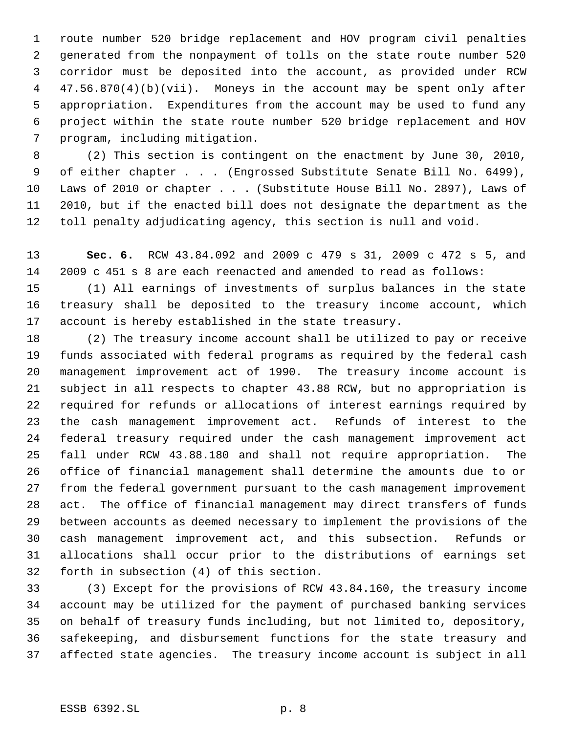route number 520 bridge replacement and HOV program civil penalties generated from the nonpayment of tolls on the state route number 520 corridor must be deposited into the account, as provided under RCW 47.56.870(4)(b)(vii). Moneys in the account may be spent only after appropriation. Expenditures from the account may be used to fund any project within the state route number 520 bridge replacement and HOV program, including mitigation.

(2) This section is contingent on the enactment by June 30, 2010, of either chapter . . . (Engrossed Substitute Senate Bill No. 6499), Laws of 2010 or chapter . . . (Substitute House Bill No. 2897), Laws of 2010, but if the enacted bill does not designate the department as the toll penalty adjudicating agency, this section is null and void.

**Sec. 6.** RCW 43.84.092 and 2009 c 479 s 31, 2009 c 472 s 5, and 2009 c 451 s 8 are each reenacted and amended to read as follows:

(1) All earnings of investments of surplus balances in the state treasury shall be deposited to the treasury income account, which account is hereby established in the state treasury.

(2) The treasury income account shall be utilized to pay or receive funds associated with federal programs as required by the federal cash management improvement act of 1990. The treasury income account is subject in all respects to chapter 43.88 RCW, but no appropriation is required for refunds or allocations of interest earnings required by the cash management improvement act. Refunds of interest to the federal treasury required under the cash management improvement act fall under RCW 43.88.180 and shall not require appropriation. The office of financial management shall determine the amounts due to or from the federal government pursuant to the cash management improvement act. The office of financial management may direct transfers of funds between accounts as deemed necessary to implement the provisions of the cash management improvement act, and this subsection. Refunds or allocations shall occur prior to the distributions of earnings set forth in subsection (4) of this section.

(3) Except for the provisions of RCW 43.84.160, the treasury income account may be utilized for the payment of purchased banking services on behalf of treasury funds including, but not limited to, depository, safekeeping, and disbursement functions for the state treasury and affected state agencies. The treasury income account is subject in all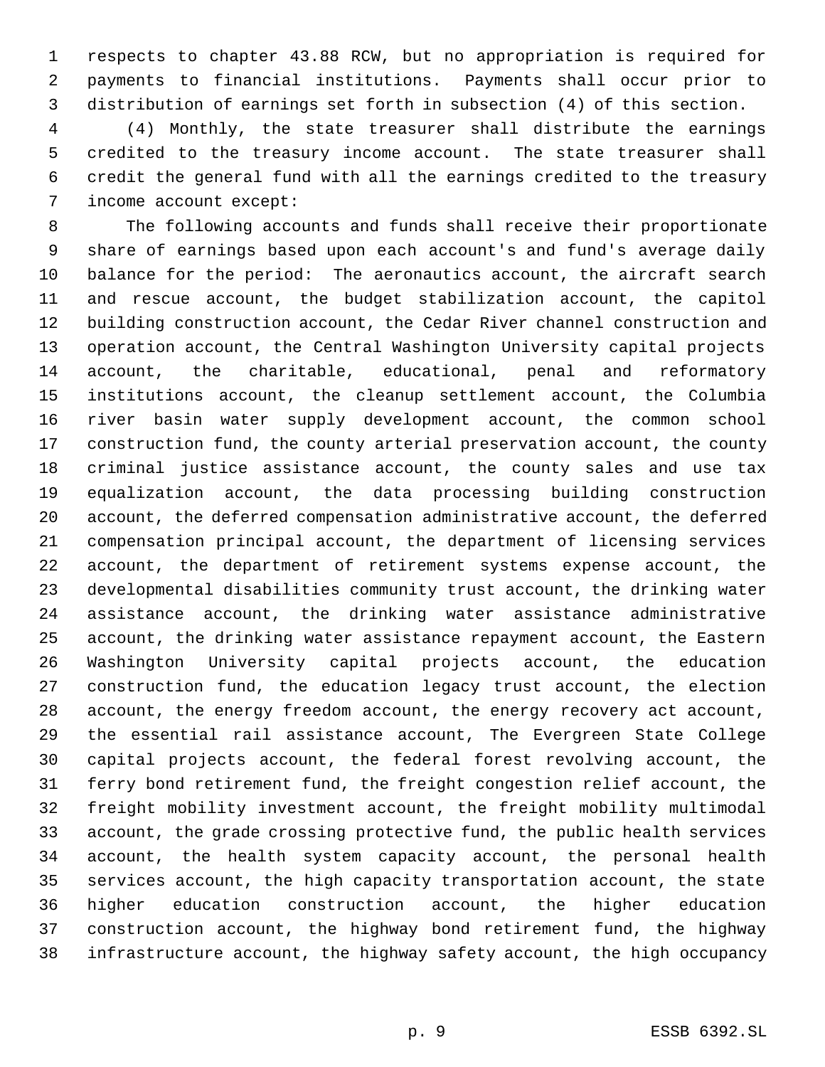respects to chapter 43.88 RCW, but no appropriation is required for payments to financial institutions. Payments shall occur prior to distribution of earnings set forth in subsection (4) of this section.

(4) Monthly, the state treasurer shall distribute the earnings credited to the treasury income account. The state treasurer shall credit the general fund with all the earnings credited to the treasury income account except:

The following accounts and funds shall receive their proportionate share of earnings based upon each account's and fund's average daily balance for the period: The aeronautics account, the aircraft search and rescue account, the budget stabilization account, the capitol building construction account, the Cedar River channel construction and operation account, the Central Washington University capital projects account, the charitable, educational, penal and reformatory institutions account, the cleanup settlement account, the Columbia river basin water supply development account, the common school construction fund, the county arterial preservation account, the county criminal justice assistance account, the county sales and use tax equalization account, the data processing building construction account, the deferred compensation administrative account, the deferred compensation principal account, the department of licensing services account, the department of retirement systems expense account, the developmental disabilities community trust account, the drinking water assistance account, the drinking water assistance administrative account, the drinking water assistance repayment account, the Eastern Washington University capital projects account, the education construction fund, the education legacy trust account, the election account, the energy freedom account, the energy recovery act account, the essential rail assistance account, The Evergreen State College capital projects account, the federal forest revolving account, the ferry bond retirement fund, the freight congestion relief account, the freight mobility investment account, the freight mobility multimodal account, the grade crossing protective fund, the public health services account, the health system capacity account, the personal health services account, the high capacity transportation account, the state higher education construction account, the higher education construction account, the highway bond retirement fund, the highway infrastructure account, the highway safety account, the high occupancy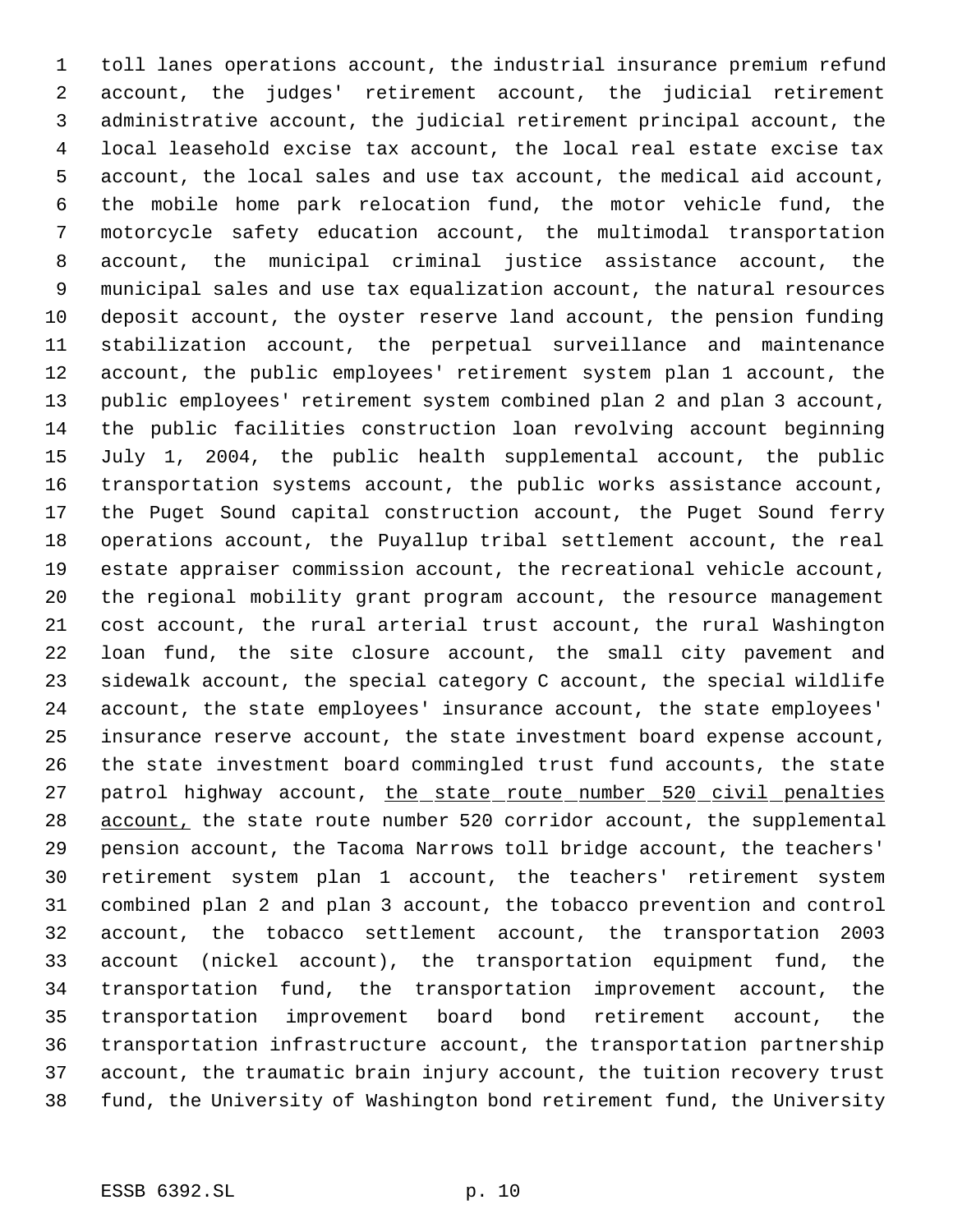toll lanes operations account, the industrial insurance premium refund account, the judges' retirement account, the judicial retirement administrative account, the judicial retirement principal account, the local leasehold excise tax account, the local real estate excise tax account, the local sales and use tax account, the medical aid account, the mobile home park relocation fund, the motor vehicle fund, the motorcycle safety education account, the multimodal transportation account, the municipal criminal justice assistance account, the municipal sales and use tax equalization account, the natural resources deposit account, the oyster reserve land account, the pension funding stabilization account, the perpetual surveillance and maintenance account, the public employees' retirement system plan 1 account, the public employees' retirement system combined plan 2 and plan 3 account, the public facilities construction loan revolving account beginning July 1, 2004, the public health supplemental account, the public transportation systems account, the public works assistance account, the Puget Sound capital construction account, the Puget Sound ferry operations account, the Puyallup tribal settlement account, the real estate appraiser commission account, the recreational vehicle account, the regional mobility grant program account, the resource management cost account, the rural arterial trust account, the rural Washington loan fund, the site closure account, the small city pavement and sidewalk account, the special category C account, the special wildlife account, the state employees' insurance account, the state employees' insurance reserve account, the state investment board expense account, the state investment board commingled trust fund accounts, the state patrol highway account, <u>the state route number 520 civil penalties account,</u> the state route number 520 corridor account, the supplemental pension account, the Tacoma Narrows toll bridge account, the teachers' retirement system plan 1 account, the teachers' retirement system combined plan 2 and plan 3 account, the tobacco prevention and control account, the tobacco settlement account, the transportation 2003 account (nickel account), the transportation equipment fund, the transportation fund, the transportation improvement account, the transportation improvement board bond retirement account, the transportation infrastructure account, the transportation partnership account, the traumatic brain injury account, the tuition recovery trust fund, the University of Washington bond retirement fund, the University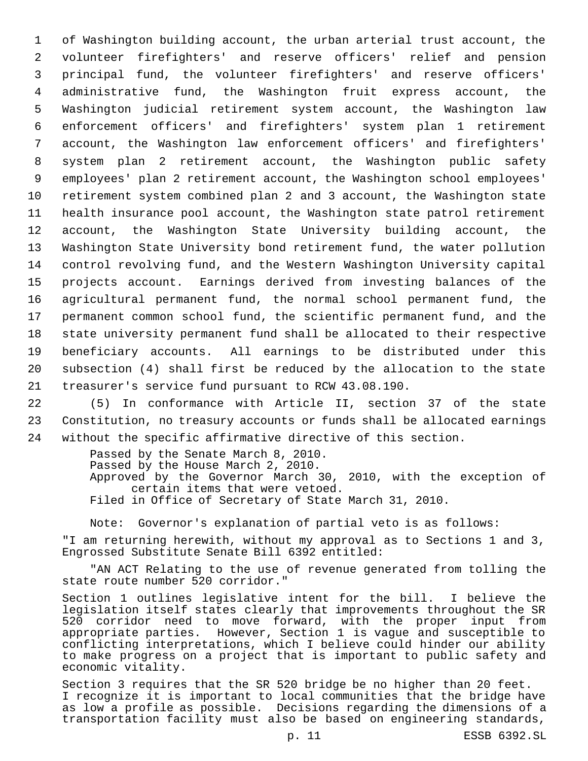of Washington building account, the urban arterial trust account, the volunteer firefighters' and reserve officers' relief and pension principal fund, the volunteer firefighters' and reserve officers' administrative fund, the Washington fruit express account, the Washington judicial retirement system account, the Washington law enforcement officers' and firefighters' system plan 1 retirement account, the Washington law enforcement officers' and firefighters' system plan 2 retirement account, the Washington public safety employees' plan 2 retirement account, the Washington school employees' retirement system combined plan 2 and 3 account, the Washington state health insurance pool account, the Washington state patrol retirement account, the Washington State University building account, the Washington State University bond retirement fund, the water pollution control revolving fund, and the Western Washington University capital projects account. Earnings derived from investing balances of the agricultural permanent fund, the normal school permanent fund, the permanent common school fund, the scientific permanent fund, and the state university permanent fund shall be allocated to their respective beneficiary accounts. All earnings to be distributed under this subsection (4) shall first be reduced by the allocation to the state treasurer's service fund pursuant to RCW 43.08.190.

(5) In conformance with Article II, section 37 of the state Constitution, no treasury accounts or funds shall be allocated earnings without the specific affirmative directive of this section.

Passed by the Senate March 8, 2010.
Passed by the House March 2, 2010.
Approved by the Governor March 30, 2010, with the exception of certain items that were vetoed.
Filed in Office of Secretary of State March 31, 2010.

Note: Governor's explanation of partial veto is as follows:

"I am returning herewith, without my approval as to Sections 1 and 3, Engrossed Substitute Senate Bill 6392 entitled:

"AN ACT Relating to the use of revenue generated from tolling the state route number 520 corridor."

Section 1 outlines legislative intent for the bill. I believe the legislation itself states clearly that improvements throughout the SR 520 corridor need to move forward, with the proper input from appropriate parties. However, Section 1 is vague and susceptible to conflicting interpretations, which I believe could hinder our ability to make progress on a project that is important to public safety and economic vitality.

Section 3 requires that the SR 520 bridge be no higher than 20 feet. I recognize it is important to local communities that the bridge have as low a profile as possible. Decisions regarding the dimensions of a transportation facility must also be based on engineering standards,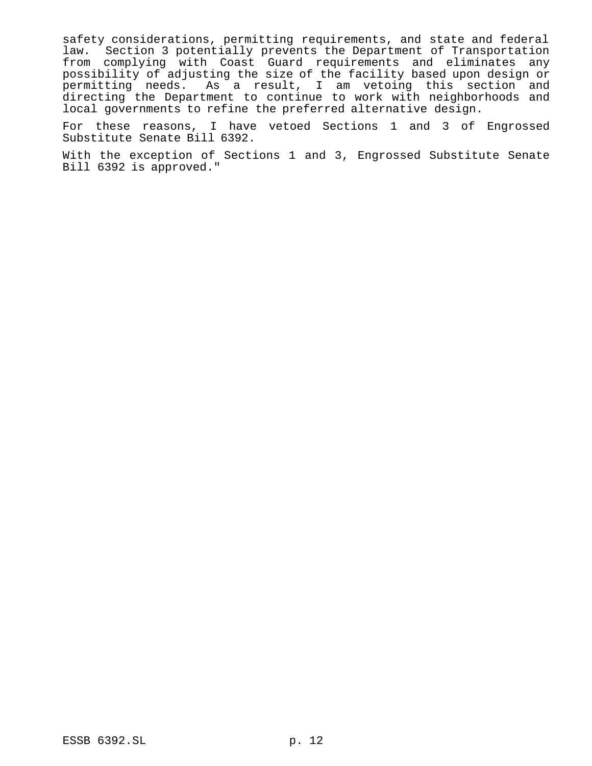safety considerations, permitting requirements, and state and federal law. Section 3 potentially prevents the Department of Transportation from complying with Coast Guard requirements and eliminates any possibility of adjusting the size of the facility based upon design or permitting needs. As a result, I am vetoing this section and directing the Department to continue to work with neighborhoods and local governments to refine the preferred alternative design.

For these reasons, I have vetoed Sections 1 and 3 of Engrossed Substitute Senate Bill 6392.

With the exception of Sections 1 and 3, Engrossed Substitute Senate Bill 6392 is approved."